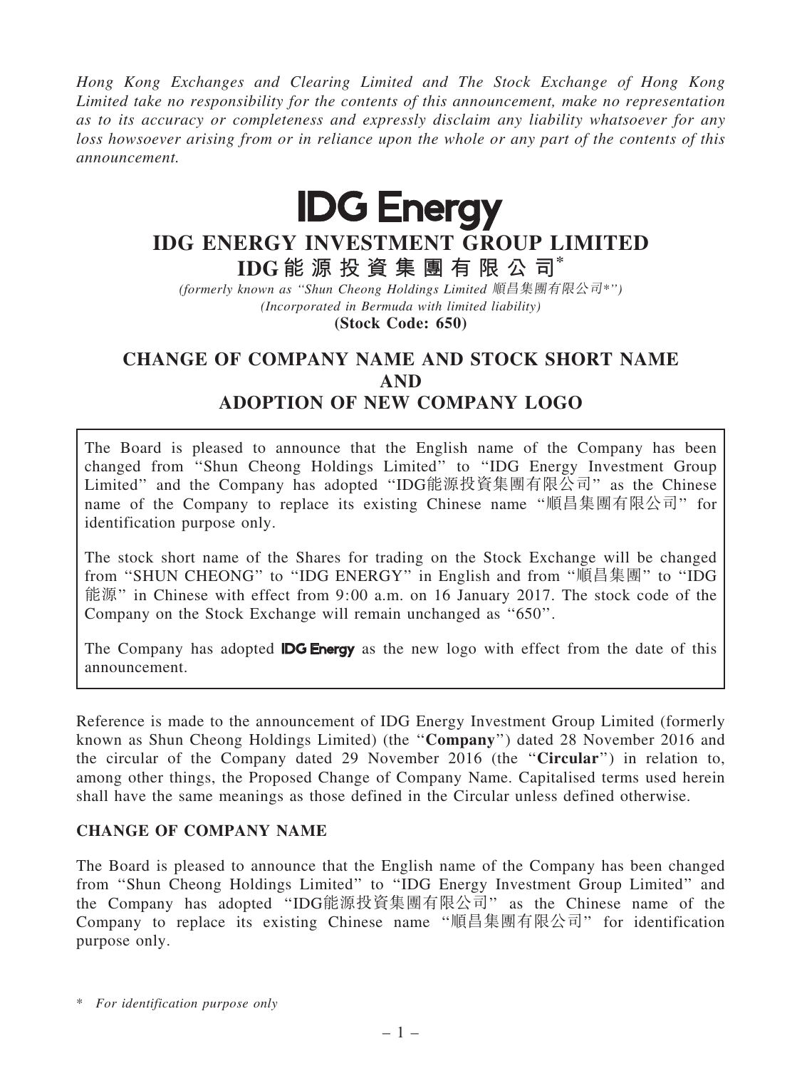*Hong Kong Exchanges and Clearing Limited and The Stock Exchange of Hong Kong Limited take no responsibility for the contents of this announcement, make no representation as to its accuracy or completeness and expressly disclaim any liability whatsoever for any loss howsoever arising from or in reliance upon the whole or any part of the contents of this announcement.*

IDG Energy

# IDG ENERGY INVESTMENT GROUP LIMITED
# IDG能源投資集團有限公司*

*(formerly known as "Shun Cheong Holdings Limited 順昌集團有限公司*")*
*(Incorporated in Bermuda with limited liability)*
**(Stock Code: 650)**

## CHANGE OF COMPANY NAME AND STOCK SHORT NAME AND ADOPTION OF NEW COMPANY LOGO

The Board is pleased to announce that the English name of the Company has been changed from "Shun Cheong Holdings Limited" to "IDG Energy Investment Group Limited" and the Company has adopted "IDG能源投資集團有限公司" as the Chinese name of the Company to replace its existing Chinese name "順昌集團有限公司" for identification purpose only.

The stock short name of the Shares for trading on the Stock Exchange will be changed from "SHUN CHEONG" to "IDG ENERGY" in English and from "順昌集團" to "IDG能源" in Chinese with effect from 9:00 a.m. on 16 January 2017. The stock code of the Company on the Stock Exchange will remain unchanged as "650".

The Company has adopted **IDG Energy** as the new logo with effect from the date of this announcement.

Reference is made to the announcement of IDG Energy Investment Group Limited (formerly known as Shun Cheong Holdings Limited) (the "**Company**") dated 28 November 2016 and the circular of the Company dated 29 November 2016 (the "**Circular**") in relation to, among other things, the Proposed Change of Company Name. Capitalised terms used herein shall have the same meanings as those defined in the Circular unless defined otherwise.

### CHANGE OF COMPANY NAME

The Board is pleased to announce that the English name of the Company has been changed from "Shun Cheong Holdings Limited" to "IDG Energy Investment Group Limited" and the Company has adopted "IDG能源投資集團有限公司" as the Chinese name of the Company to replace its existing Chinese name "順昌集團有限公司" for identification purpose only.

\* *For identification purpose only*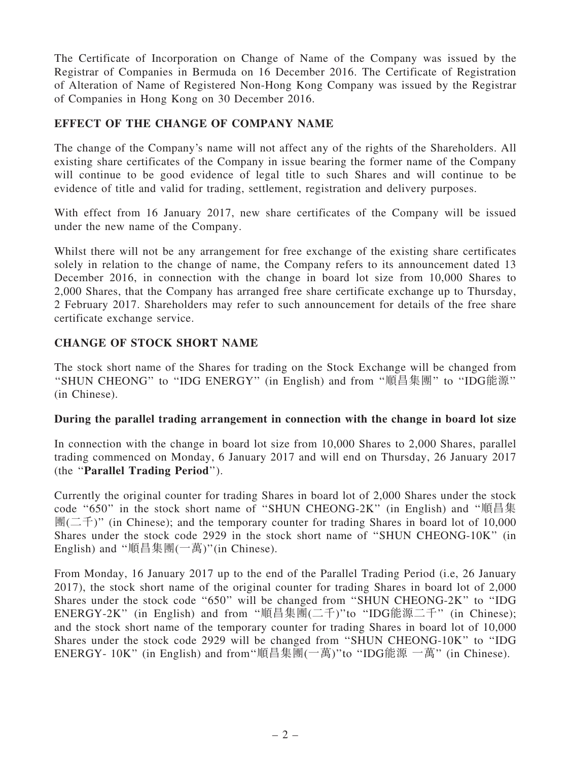The Certificate of Incorporation on Change of Name of the Company was issued by the Registrar of Companies in Bermuda on 16 December 2016. The Certificate of Registration of Alteration of Name of Registered Non-Hong Kong Company was issued by the Registrar of Companies in Hong Kong on 30 December 2016.

## EFFECT OF THE CHANGE OF COMPANY NAME

The change of the Company's name will not affect any of the rights of the Shareholders. All existing share certificates of the Company in issue bearing the former name of the Company will continue to be good evidence of legal title to such Shares and will continue to be evidence of title and valid for trading, settlement, registration and delivery purposes.

With effect from 16 January 2017, new share certificates of the Company will be issued under the new name of the Company.

Whilst there will not be any arrangement for free exchange of the existing share certificates solely in relation to the change of name, the Company refers to its announcement dated 13 December 2016, in connection with the change in board lot size from 10,000 Shares to 2,000 Shares, that the Company has arranged free share certificate exchange up to Thursday, 2 February 2017. Shareholders may refer to such announcement for details of the free share certificate exchange service.

## CHANGE OF STOCK SHORT NAME

The stock short name of the Shares for trading on the Stock Exchange will be changed from "SHUN CHEONG" to "IDG ENERGY" (in English) and from "順昌集團" to "IDG能源" (in Chinese).

### During the parallel trading arrangement in connection with the change in board lot size

In connection with the change in board lot size from 10,000 Shares to 2,000 Shares, parallel trading commenced on Monday, 6 January 2017 and will end on Thursday, 26 January 2017 (the "**Parallel Trading Period**").

Currently the original counter for trading Shares in board lot of 2,000 Shares under the stock code "650" in the stock short name of "SHUN CHEONG-2K" (in English) and "順昌集團(二千)" (in Chinese); and the temporary counter for trading Shares in board lot of 10,000 Shares under the stock code 2929 in the stock short name of "SHUN CHEONG-10K" (in English) and "順昌集團(一萬)"(in Chinese).

From Monday, 16 January 2017 up to the end of the Parallel Trading Period (i.e, 26 January 2017), the stock short name of the original counter for trading Shares in board lot of 2,000 Shares under the stock code "650" will be changed from "SHUN CHEONG-2K" to "IDG ENERGY-2K" (in English) and from "順昌集團(二千)"to "IDG能源二千" (in Chinese); and the stock short name of the temporary counter for trading Shares in board lot of 10,000 Shares under the stock code 2929 will be changed from "SHUN CHEONG-10K" to "IDG ENERGY- 10K" (in English) and from"順昌集團(一萬)"to "IDG能源 一萬" (in Chinese).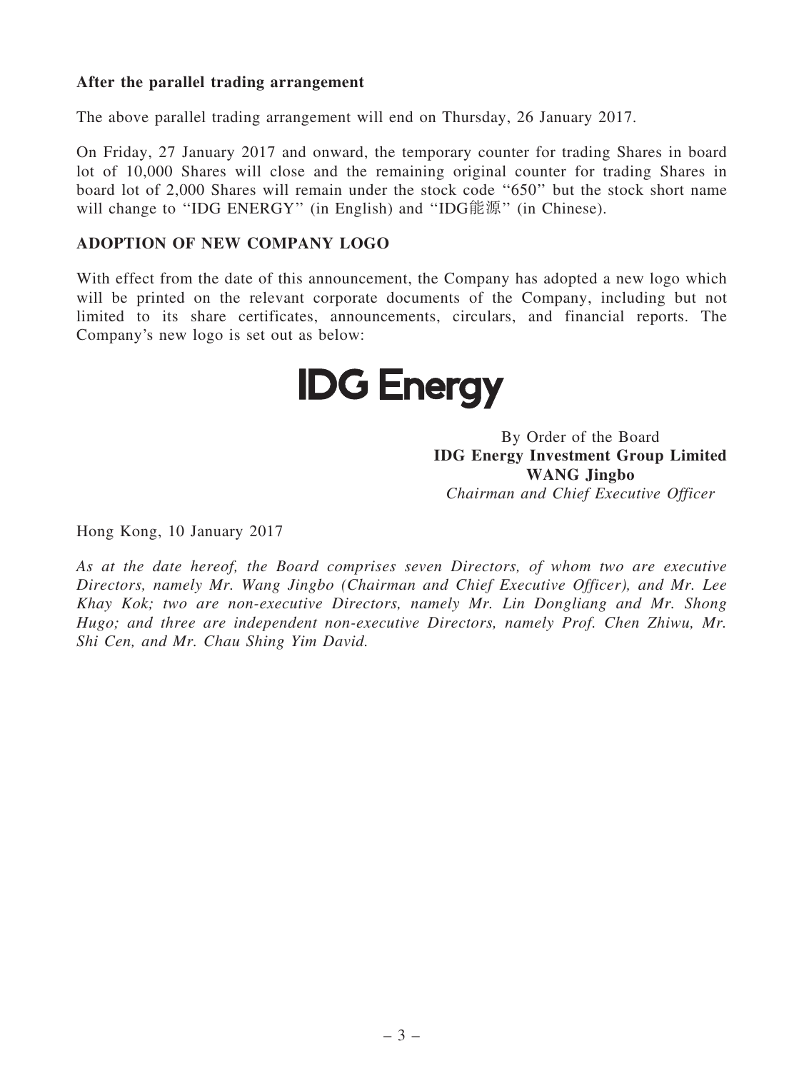**After the parallel trading arrangement**

The above parallel trading arrangement will end on Thursday, 26 January 2017.

On Friday, 27 January 2017 and onward, the temporary counter for trading Shares in board lot of 10,000 Shares will close and the remaining original counter for trading Shares in board lot of 2,000 Shares will remain under the stock code "650" but the stock short name will change to "IDG ENERGY" (in English) and "IDG能源" (in Chinese).

**ADOPTION OF NEW COMPANY LOGO**

With effect from the date of this announcement, the Company has adopted a new logo which will be printed on the relevant corporate documents of the Company, including but not limited to its share certificates, announcements, circulars, and financial reports. The Company's new logo is set out as below:

**IDG Energy**

By Order of the Board
**IDG Energy Investment Group Limited**
**WANG Jingbo**
*Chairman and Chief Executive Officer*

Hong Kong, 10 January 2017

*As at the date hereof, the Board comprises seven Directors, of whom two are executive Directors, namely Mr. Wang Jingbo (Chairman and Chief Executive Officer), and Mr. Lee Khay Kok; two are non-executive Directors, namely Mr. Lin Dongliang and Mr. Shong Hugo; and three are independent non-executive Directors, namely Prof. Chen Zhiwu, Mr. Shi Cen, and Mr. Chau Shing Yim David.*